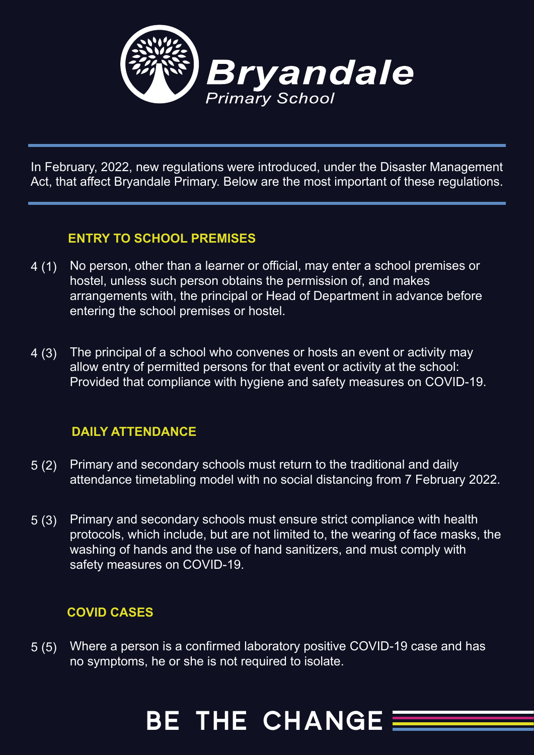# Bryandale

*Primary School*

In February, 2022, new regulations were introduced, under the Disaster Management Act, that affect Bryandale Primary. Below are the most important of these regulations.

## ENTRY TO SCHOOL PREMISES

4 (1) No person, other than a learner or official, may enter a school premises or hostel, unless such person obtains the permission of, and makes arrangements with, the principal or Head of Department in advance before entering the school premises or hostel.

4 (3) The principal of a school who convenes or hosts an event or activity may allow entry of permitted persons for that event or activity at the school: Provided that compliance with hygiene and safety measures on COVID-19.

## DAILY ATTENDANCE

5 (2) Primary and secondary schools must return to the traditional and daily attendance timetabling model with no social distancing from 7 February 2022.

5 (3) Primary and secondary schools must ensure strict compliance with health protocols, which include, but are not limited to, the wearing of face masks, the washing of hands and the use of hand sanitizers, and must comply with safety measures on COVID-19.

## COVID CASES

5 (5) Where a person is a confirmed laboratory positive COVID-19 case and has no symptoms, he or she is not required to isolate.

**BE THE CHANGE**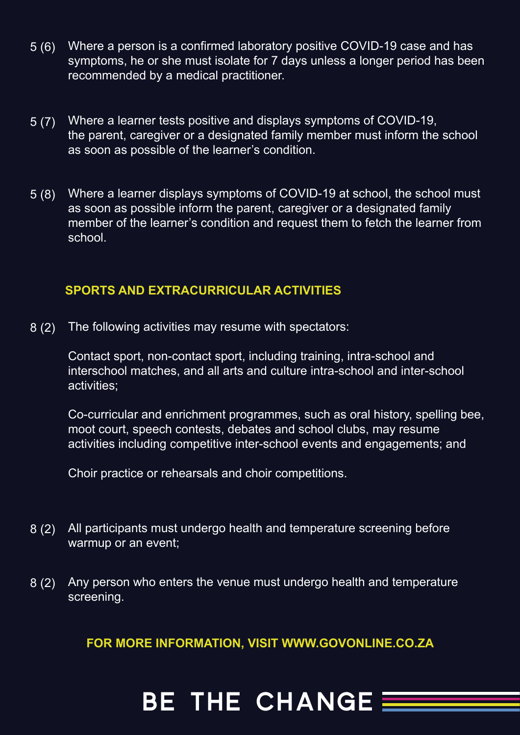5 (6) Where a person is a confirmed laboratory positive COVID-19 case and has symptoms, he or she must isolate for 7 days unless a longer period has been recommended by a medical practitioner.

5 (7) Where a learner tests positive and displays symptoms of COVID-19, the parent, caregiver or a designated family member must inform the school as soon as possible of the learner's condition.

5 (8) Where a learner displays symptoms of COVID-19 at school, the school must as soon as possible inform the parent, caregiver or a designated family member of the learner's condition and request them to fetch the learner from school.

## SPORTS AND EXTRACURRICULAR ACTIVITIES

8 (2) The following activities may resume with spectators:

Contact sport, non-contact sport, including training, intra-school and interschool matches, and all arts and culture intra-school and inter-school activities;

Co-curricular and enrichment programmes, such as oral history, spelling bee, moot court, speech contests, debates and school clubs, may resume activities including competitive inter-school events and engagements; and

Choir practice or rehearsals and choir competitions.

8 (2) All participants must undergo health and temperature screening before warmup or an event;

8 (2) Any person who enters the venue must undergo health and temperature screening.

**FOR MORE INFORMATION, VISIT WWW.GOVONLINE.CO.ZA**

**BE THE CHANGE**